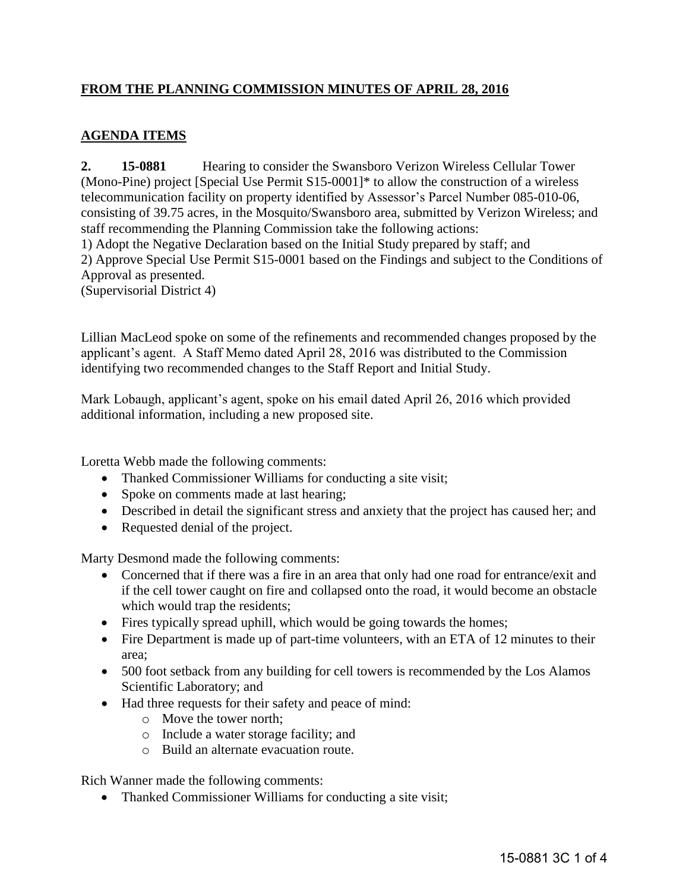## FROM THE PLANNING COMMISSION MINUTES OF APRIL 28, 2016

## AGENDA ITEMS

**2. 15-0881** Hearing to consider the Swansboro Verizon Wireless Cellular Tower (Mono-Pine) project [Special Use Permit S15-0001]* to allow the construction of a wireless telecommunication facility on property identified by Assessor's Parcel Number 085-010-06, consisting of 39.75 acres, in the Mosquito/Swansboro area, submitted by Verizon Wireless; and staff recommending the Planning Commission take the following actions:
1) Adopt the Negative Declaration based on the Initial Study prepared by staff; and
2) Approve Special Use Permit S15-0001 based on the Findings and subject to the Conditions of Approval as presented.
(Supervisorial District 4)

Lillian MacLeod spoke on some of the refinements and recommended changes proposed by the applicant's agent. A Staff Memo dated April 28, 2016 was distributed to the Commission identifying two recommended changes to the Staff Report and Initial Study.

Mark Lobaugh, applicant's agent, spoke on his email dated April 26, 2016 which provided additional information, including a new proposed site.

Loretta Webb made the following comments:

- Thanked Commissioner Williams for conducting a site visit;
- Spoke on comments made at last hearing;
- Described in detail the significant stress and anxiety that the project has caused her; and
- Requested denial of the project.

Marty Desmond made the following comments:

- Concerned that if there was a fire in an area that only had one road for entrance/exit and if the cell tower caught on fire and collapsed onto the road, it would become an obstacle which would trap the residents;
- Fires typically spread uphill, which would be going towards the homes;
- Fire Department is made up of part-time volunteers, with an ETA of 12 minutes to their area;
- 500 foot setback from any building for cell towers is recommended by the Los Alamos Scientific Laboratory; and
- Had three requests for their safety and peace of mind:
  - Move the tower north;
  - Include a water storage facility; and
  - Build an alternate evacuation route.

Rich Wanner made the following comments:

- Thanked Commissioner Williams for conducting a site visit;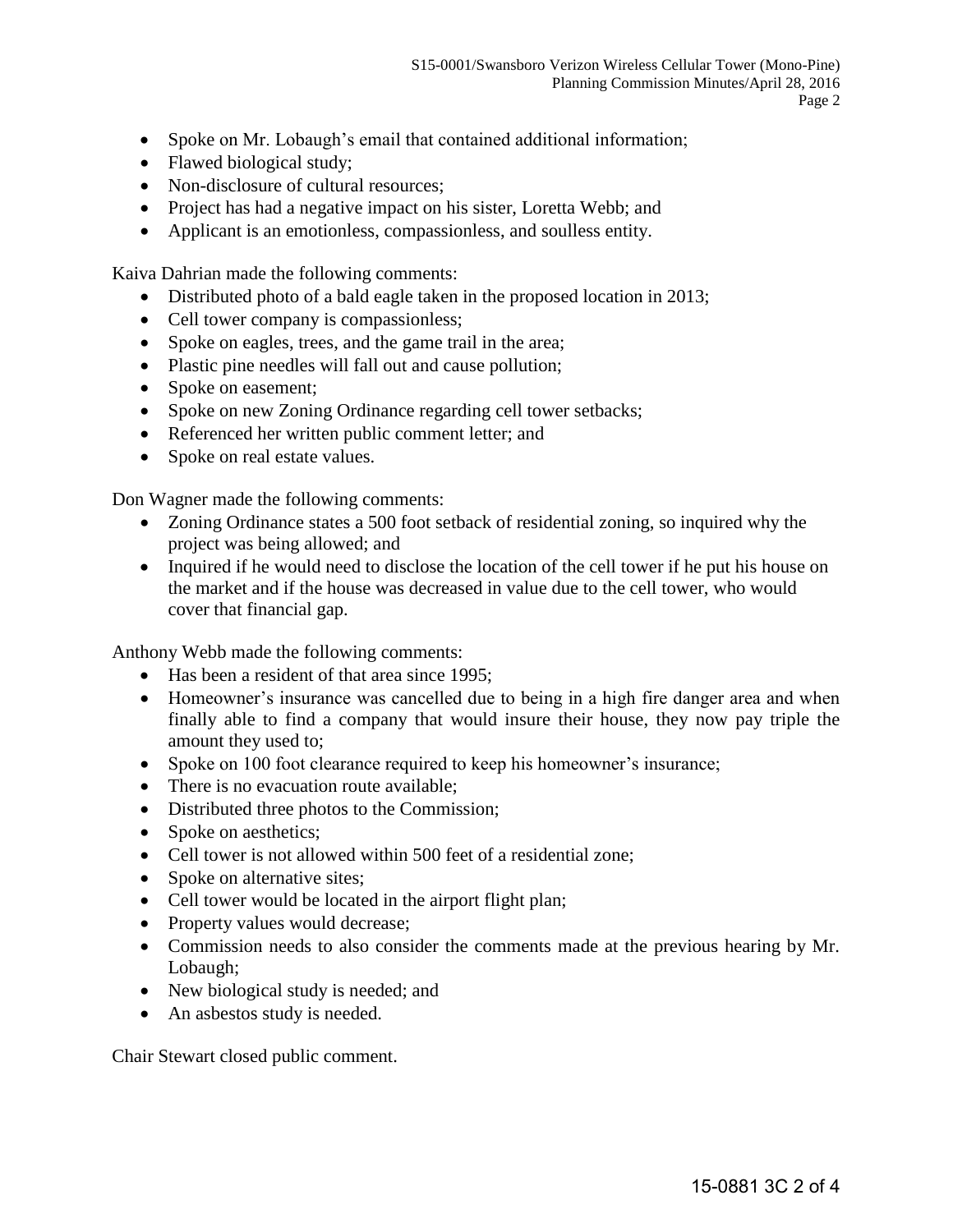- Spoke on Mr. Lobaugh's email that contained additional information;
- Flawed biological study;
- Non-disclosure of cultural resources;
- Project has had a negative impact on his sister, Loretta Webb; and
- Applicant is an emotionless, compassionless, and soulless entity.

Kaiva Dahrian made the following comments:

- Distributed photo of a bald eagle taken in the proposed location in 2013;
- Cell tower company is compassionless;
- Spoke on eagles, trees, and the game trail in the area;
- Plastic pine needles will fall out and cause pollution;
- Spoke on easement;
- Spoke on new Zoning Ordinance regarding cell tower setbacks;
- Referenced her written public comment letter; and
- Spoke on real estate values.

Don Wagner made the following comments:

- Zoning Ordinance states a 500 foot setback of residential zoning, so inquired why the project was being allowed; and
- Inquired if he would need to disclose the location of the cell tower if he put his house on the market and if the house was decreased in value due to the cell tower, who would cover that financial gap.

Anthony Webb made the following comments:

- Has been a resident of that area since 1995;
- Homeowner's insurance was cancelled due to being in a high fire danger area and when finally able to find a company that would insure their house, they now pay triple the amount they used to;
- Spoke on 100 foot clearance required to keep his homeowner's insurance;
- There is no evacuation route available;
- Distributed three photos to the Commission;
- Spoke on aesthetics;
- Cell tower is not allowed within 500 feet of a residential zone;
- Spoke on alternative sites;
- Cell tower would be located in the airport flight plan;
- Property values would decrease;
- Commission needs to also consider the comments made at the previous hearing by Mr. Lobaugh;
- New biological study is needed; and
- An asbestos study is needed.

Chair Stewart closed public comment.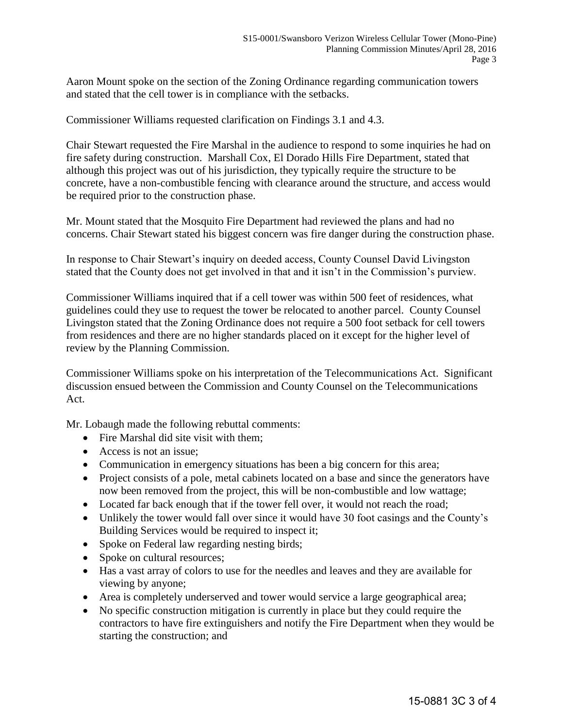Aaron Mount spoke on the section of the Zoning Ordinance regarding communication towers and stated that the cell tower is in compliance with the setbacks.

Commissioner Williams requested clarification on Findings 3.1 and 4.3.

Chair Stewart requested the Fire Marshal in the audience to respond to some inquiries he had on fire safety during construction. Marshall Cox, El Dorado Hills Fire Department, stated that although this project was out of his jurisdiction, they typically require the structure to be concrete, have a non-combustible fencing with clearance around the structure, and access would be required prior to the construction phase.

Mr. Mount stated that the Mosquito Fire Department had reviewed the plans and had no concerns. Chair Stewart stated his biggest concern was fire danger during the construction phase.

In response to Chair Stewart's inquiry on deeded access, County Counsel David Livingston stated that the County does not get involved in that and it isn't in the Commission's purview.

Commissioner Williams inquired that if a cell tower was within 500 feet of residences, what guidelines could they use to request the tower be relocated to another parcel. County Counsel Livingston stated that the Zoning Ordinance does not require a 500 foot setback for cell towers from residences and there are no higher standards placed on it except for the higher level of review by the Planning Commission.

Commissioner Williams spoke on his interpretation of the Telecommunications Act. Significant discussion ensued between the Commission and County Counsel on the Telecommunications Act.

Mr. Lobaugh made the following rebuttal comments:

- Fire Marshal did site visit with them;
- Access is not an issue;
- Communication in emergency situations has been a big concern for this area;
- Project consists of a pole, metal cabinets located on a base and since the generators have now been removed from the project, this will be non-combustible and low wattage;
- Located far back enough that if the tower fell over, it would not reach the road;
- Unlikely the tower would fall over since it would have 30 foot casings and the County's Building Services would be required to inspect it;
- Spoke on Federal law regarding nesting birds;
- Spoke on cultural resources;
- Has a vast array of colors to use for the needles and leaves and they are available for viewing by anyone;
- Area is completely underserved and tower would service a large geographical area;
- No specific construction mitigation is currently in place but they could require the contractors to have fire extinguishers and notify the Fire Department when they would be starting the construction; and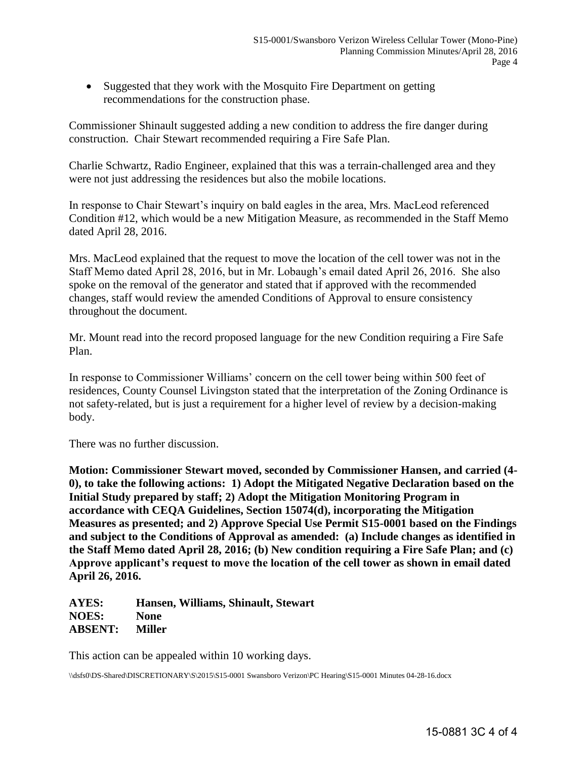- Suggested that they work with the Mosquito Fire Department on getting recommendations for the construction phase.

Commissioner Shinault suggested adding a new condition to address the fire danger during construction. Chair Stewart recommended requiring a Fire Safe Plan.

Charlie Schwartz, Radio Engineer, explained that this was a terrain-challenged area and they were not just addressing the residences but also the mobile locations.

In response to Chair Stewart's inquiry on bald eagles in the area, Mrs. MacLeod referenced Condition #12, which would be a new Mitigation Measure, as recommended in the Staff Memo dated April 28, 2016.

Mrs. MacLeod explained that the request to move the location of the cell tower was not in the Staff Memo dated April 28, 2016, but in Mr. Lobaugh's email dated April 26, 2016. She also spoke on the removal of the generator and stated that if approved with the recommended changes, staff would review the amended Conditions of Approval to ensure consistency throughout the document.

Mr. Mount read into the record proposed language for the new Condition requiring a Fire Safe Plan.

In response to Commissioner Williams' concern on the cell tower being within 500 feet of residences, County Counsel Livingston stated that the interpretation of the Zoning Ordinance is not safety-related, but is just a requirement for a higher level of review by a decision-making body.

There was no further discussion.

**Motion: Commissioner Stewart moved, seconded by Commissioner Hansen, and carried (4-0), to take the following actions: 1) Adopt the Mitigated Negative Declaration based on the Initial Study prepared by staff; 2) Adopt the Mitigation Monitoring Program in accordance with CEQA Guidelines, Section 15074(d), incorporating the Mitigation Measures as presented; and 2) Approve Special Use Permit S15-0001 based on the Findings and subject to the Conditions of Approval as amended: (a) Include changes as identified in the Staff Memo dated April 28, 2016; (b) New condition requiring a Fire Safe Plan; and (c) Approve applicant's request to move the location of the cell tower as shown in email dated April 26, 2016.**

**AYES: Hansen, Williams, Shinault, Stewart**
**NOES: None**
**ABSENT: Miller**

This action can be appealed within 10 working days.

\\dsfs0\DS-Shared\DISCRETIONARY\S\2015\S15-0001 Swansboro Verizon\PC Hearing\S15-0001 Minutes 04-28-16.docx